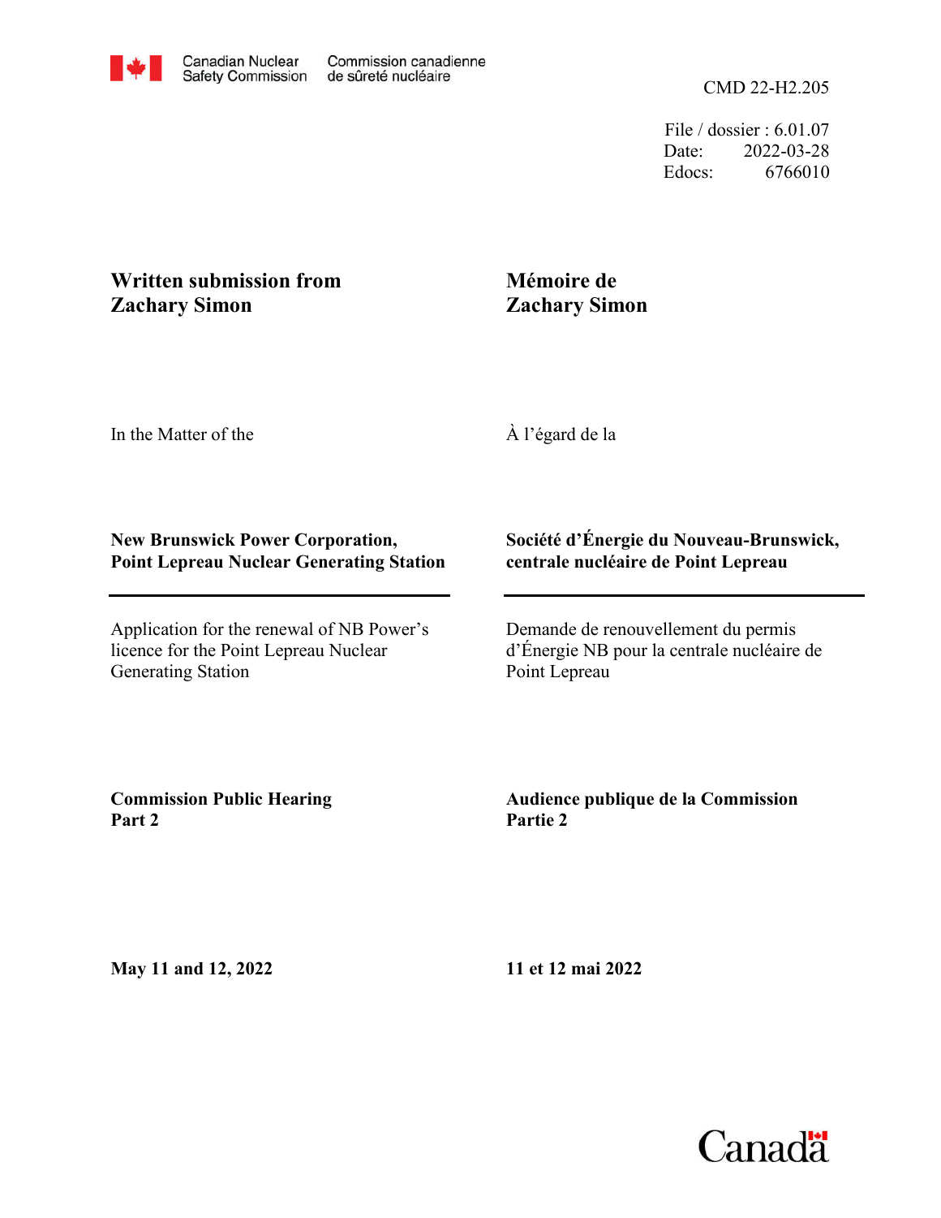Canadian Nuclear Safety Commission / Commission canadienne de sûreté nucléaire

CMD 22-H2.205

File / dossier : 6.01.07
Date: 2022-03-28
Edocs: 6766010

**Written submission from Zachary Simon**

**Mémoire de Zachary Simon**

In the Matter of the

À l'égard de la

**New Brunswick Power Corporation, Point Lepreau Nuclear Generating Station**

**Société d'Énergie du Nouveau-Brunswick, centrale nucléaire de Point Lepreau**

Application for the renewal of NB Power's licence for the Point Lepreau Nuclear Generating Station

Demande de renouvellement du permis d'Énergie NB pour la centrale nucléaire de Point Lepreau

**Commission Public Hearing Part 2**

**Audience publique de la Commission Partie 2**

**May 11 and 12, 2022**

**11 et 12 mai 2022**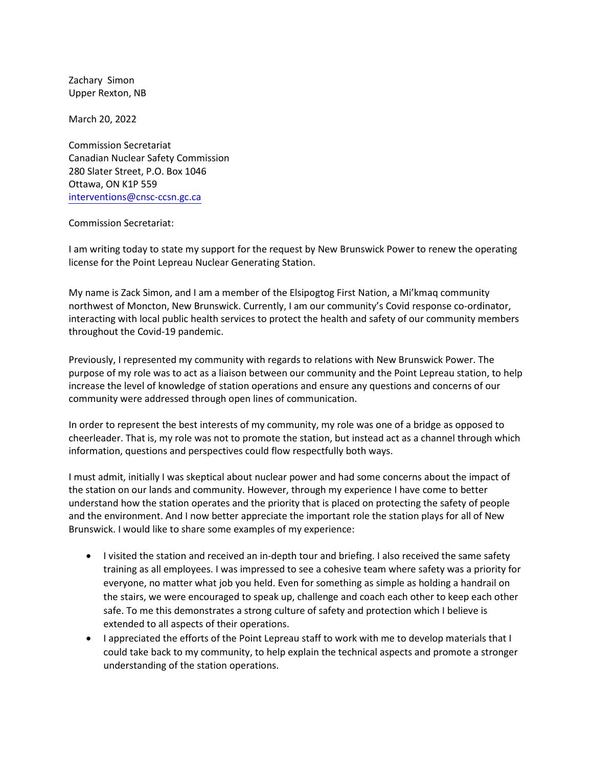Zachary  Simon
Upper Rexton, NB

March 20, 2022

Commission Secretariat
Canadian Nuclear Safety Commission
280 Slater Street, P.O. Box 1046
Ottawa, ON K1P 559
interventions@cnsc-ccsn.gc.ca

Commission Secretariat:

I am writing today to state my support for the request by New Brunswick Power to renew the operating license for the Point Lepreau Nuclear Generating Station.

My name is Zack Simon, and I am a member of the Elsipogtog First Nation, a Mi'kmaq community northwest of Moncton, New Brunswick. Currently, I am our community's Covid response co-ordinator, interacting with local public health services to protect the health and safety of our community members throughout the Covid-19 pandemic.

Previously, I represented my community with regards to relations with New Brunswick Power. The purpose of my role was to act as a liaison between our community and the Point Lepreau station, to help increase the level of knowledge of station operations and ensure any questions and concerns of our community were addressed through open lines of communication.

In order to represent the best interests of my community, my role was one of a bridge as opposed to cheerleader. That is, my role was not to promote the station, but instead act as a channel through which information, questions and perspectives could flow respectfully both ways.

I must admit, initially I was skeptical about nuclear power and had some concerns about the impact of the station on our lands and community. However, through my experience I have come to better understand how the station operates and the priority that is placed on protecting the safety of people and the environment. And I now better appreciate the important role the station plays for all of New Brunswick. I would like to share some examples of my experience:

- I visited the station and received an in-depth tour and briefing. I also received the same safety training as all employees. I was impressed to see a cohesive team where safety was a priority for everyone, no matter what job you held. Even for something as simple as holding a handrail on the stairs, we were encouraged to speak up, challenge and coach each other to keep each other safe. To me this demonstrates a strong culture of safety and protection which I believe is extended to all aspects of their operations.
- I appreciated the efforts of the Point Lepreau staff to work with me to develop materials that I could take back to my community, to help explain the technical aspects and promote a stronger understanding of the station operations.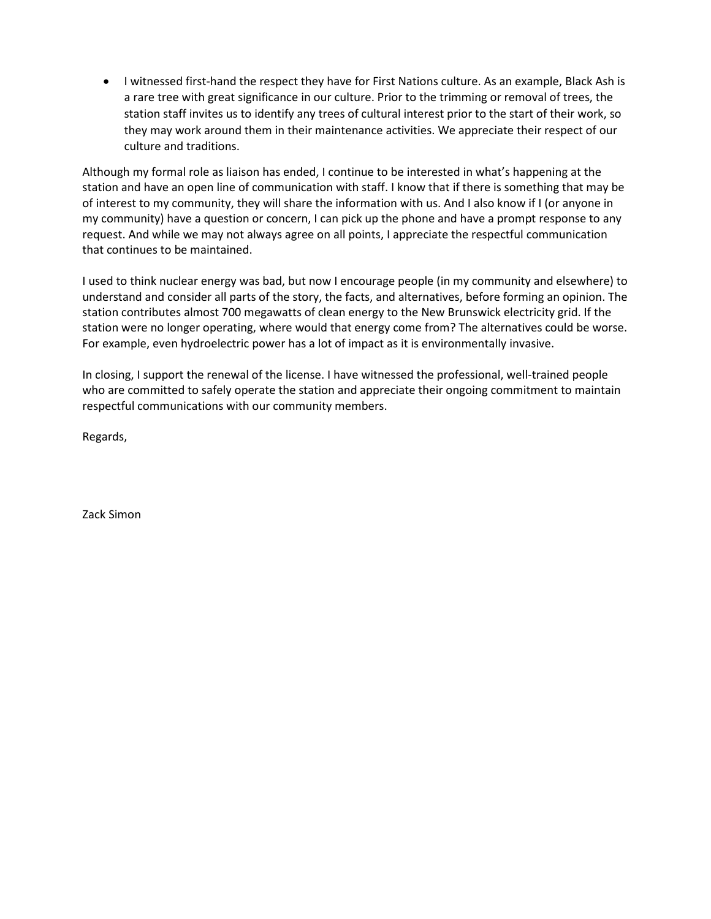- I witnessed first-hand the respect they have for First Nations culture. As an example, Black Ash is a rare tree with great significance in our culture. Prior to the trimming or removal of trees, the station staff invites us to identify any trees of cultural interest prior to the start of their work, so they may work around them in their maintenance activities. We appreciate their respect of our culture and traditions.

Although my formal role as liaison has ended, I continue to be interested in what's happening at the station and have an open line of communication with staff. I know that if there is something that may be of interest to my community, they will share the information with us. And I also know if I (or anyone in my community) have a question or concern, I can pick up the phone and have a prompt response to any request. And while we may not always agree on all points, I appreciate the respectful communication that continues to be maintained.

I used to think nuclear energy was bad, but now I encourage people (in my community and elsewhere) to understand and consider all parts of the story, the facts, and alternatives, before forming an opinion. The station contributes almost 700 megawatts of clean energy to the New Brunswick electricity grid. If the station were no longer operating, where would that energy come from? The alternatives could be worse. For example, even hydroelectric power has a lot of impact as it is environmentally invasive.

In closing, I support the renewal of the license. I have witnessed the professional, well-trained people who are committed to safely operate the station and appreciate their ongoing commitment to maintain respectful communications with our community members.

Regards,

Zack Simon